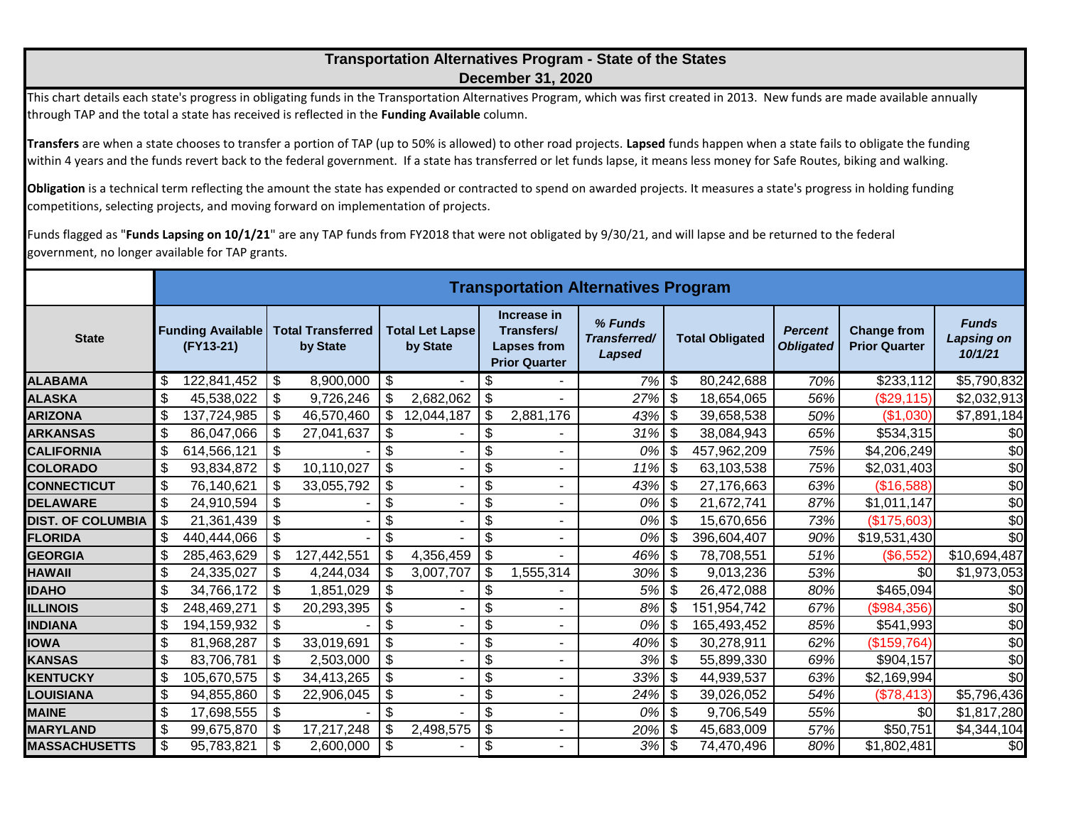# Transportation Alternatives Program - State of the States
## December 31, 2020

This chart details each state's progress in obligating funds in the Transportation Alternatives Program, which was first created in 2013. New funds are made available annually through TAP and the total a state has received is reflected in the **Funding Available** column.

**Transfers** are when a state chooses to transfer a portion of TAP (up to 50% is allowed) to other road projects. **Lapsed** funds happen when a state fails to obligate the funding within 4 years and the funds revert back to the federal government. If a state has transferred or let funds lapse, it means less money for Safe Routes, biking and walking.

**Obligation** is a technical term reflecting the amount the state has expended or contracted to spend on awarded projects. It measures a state's progress in holding funding competitions, selecting projects, and moving forward on implementation of projects.

Funds flagged as "**Funds Lapsing on 10/1/21**" are any TAP funds from FY2018 that were not obligated by 9/30/21, and will lapse and be returned to the federal government, no longer available for TAP grants.

| | Transportation Alternatives Program | | | | | | | | |
|---|---|---|---|---|---|---|---|---|---|
| **State** | **Funding Available (FY13-21)** | **Total Transferred by State** | **Total Let Lapse by State** | **Increase in Transfers/ Lapses from Prior Quarter** | ***% Funds Transferred/ Lapsed*** | **Total Obligated** | ***Percent Obligated*** | **Change from Prior Quarter** | ***Funds Lapsing on 10/1/21*** |
| **ALABAMA** | $ 122,841,452 | $ 8,900,000 | $ - | $ - | 7% | $ 80,242,688 | 70% | $233,112 | $5,790,832 |
| **ALASKA** | $ 45,538,022 | $ 9,726,246 | $ 2,682,062 | $ - | 27% | $ 18,654,065 | 56% | ($29,115) | $2,032,913 |
| **ARIZONA** | $ 137,724,985 | $ 46,570,460 | $ 12,044,187 | $ 2,881,176 | 43% | $ 39,658,538 | 50% | ($1,030) | $7,891,184 |
| **ARKANSAS** | $ 86,047,066 | $ 27,041,637 | $ - | $ - | 31% | $ 38,084,943 | 65% | $534,315 | $0 |
| **CALIFORNIA** | $ 614,566,121 | $ - | $ - | $ - | 0% | $ 457,962,209 | 75% | $4,206,249 | $0 |
| **COLORADO** | $ 93,834,872 | $ 10,110,027 | $ - | $ - | 11% | $ 63,103,538 | 75% | $2,031,403 | $0 |
| **CONNECTICUT** | $ 76,140,621 | $ 33,055,792 | $ - | $ - | 43% | $ 27,176,663 | 63% | ($16,588) | $0 |
| **DELAWARE** | $ 24,910,594 | $ - | $ - | $ - | 0% | $ 21,672,741 | 87% | $1,011,147 | $0 |
| **DIST. OF COLUMBIA** | $ 21,361,439 | $ - | $ - | $ - | 0% | $ 15,670,656 | 73% | ($175,603) | $0 |
| **FLORIDA** | $ 440,444,066 | $ - | $ - | $ - | 0% | $ 396,604,407 | 90% | $19,531,430 | $0 |
| **GEORGIA** | $ 285,463,629 | $ 127,442,551 | $ 4,356,459 | $ - | 46% | $ 78,708,551 | 51% | ($6,552) | $10,694,487 |
| **HAWAII** | $ 24,335,027 | $ 4,244,034 | $ 3,007,707 | $ 1,555,314 | 30% | $ 9,013,236 | 53% | $0 | $1,973,053 |
| **IDAHO** | $ 34,766,172 | $ 1,851,029 | $ - | $ - | 5% | $ 26,472,088 | 80% | $465,094 | $0 |
| **ILLINOIS** | $ 248,469,271 | $ 20,293,395 | $ - | $ - | 8% | $ 151,954,742 | 67% | ($984,356) | $0 |
| **INDIANA** | $ 194,159,932 | $ - | $ - | $ - | 0% | $ 165,493,452 | 85% | $541,993 | $0 |
| **IOWA** | $ 81,968,287 | $ 33,019,691 | $ - | $ - | 40% | $ 30,278,911 | 62% | ($159,764) | $0 |
| **KANSAS** | $ 83,706,781 | $ 2,503,000 | $ - | $ - | 3% | $ 55,899,330 | 69% | $904,157 | $0 |
| **KENTUCKY** | $ 105,670,575 | $ 34,413,265 | $ - | $ - | 33% | $ 44,939,537 | 63% | $2,169,994 | $0 |
| **LOUISIANA** | $ 94,855,860 | $ 22,906,045 | $ - | $ - | 24% | $ 39,026,052 | 54% | ($78,413) | $5,796,436 |
| **MAINE** | $ 17,698,555 | $ - | $ - | $ - | 0% | $ 9,706,549 | 55% | $0 | $1,817,280 |
| **MARYLAND** | $ 99,675,870 | $ 17,217,248 | $ 2,498,575 | $ - | 20% | $ 45,683,009 | 57% | $50,751 | $4,344,104 |
| **MASSACHUSETTS** | $ 95,783,821 | $ 2,600,000 | $ - | $ - | 3% | $ 74,470,496 | 80% | $1,802,481 | $0 |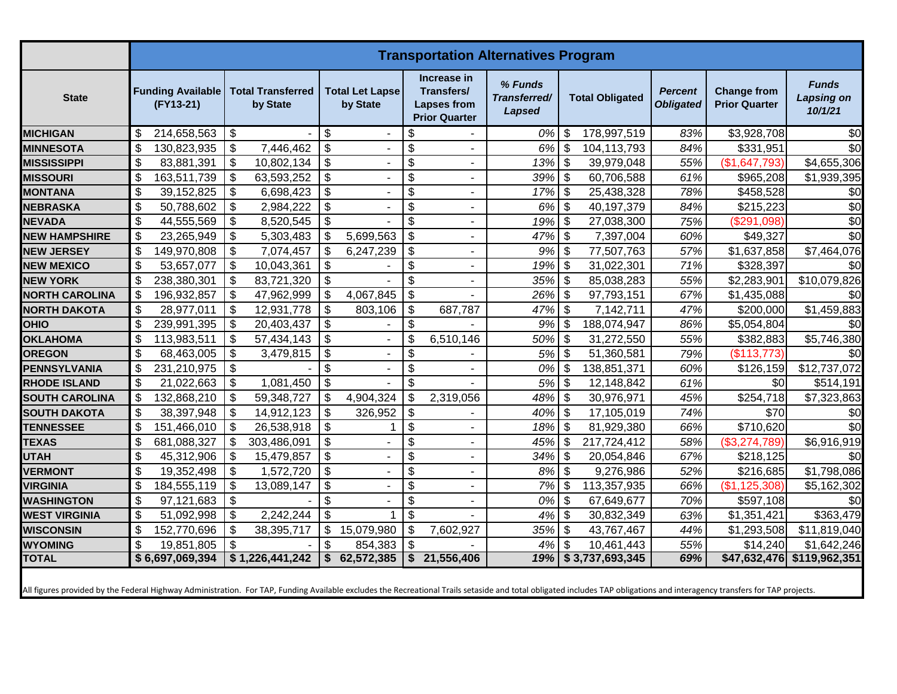| State | Transportation Alternatives Program | | | | | | | | |
|---|---|---|---|---|---|---|---|---|---|
| | Funding Available (FY13-21) | Total Transferred by State | Total Let Lapse by State | Increase in Transfers/ Lapses from Prior Quarter | *% Funds Transferred/ Lapsed* | Total Obligated | *Percent Obligated* | Change from Prior Quarter | *Funds Lapsing on 10/1/21* |
| **MICHIGAN** | $ 214,658,563 | $ - | $ - | $ - | *0%* | $ 178,997,519 | *83%* | $3,928,708 | $0 |
| **MINNESOTA** | $ 130,823,935 | $ 7,446,462 | $ - | $ - | *6%* | $ 104,113,793 | *84%* | $331,951 | $0 |
| **MISSISSIPPI** | $ 83,881,391 | $ 10,802,134 | $ - | $ - | *13%* | $ 39,979,048 | *55%* | ($1,647,793) | $4,655,306 |
| **MISSOURI** | $ 163,511,739 | $ 63,593,252 | $ - | $ - | *39%* | $ 60,706,588 | *61%* | $965,208 | $1,939,395 |
| **MONTANA** | $ 39,152,825 | $ 6,698,423 | $ - | $ - | *17%* | $ 25,438,328 | *78%* | $458,528 | $0 |
| **NEBRASKA** | $ 50,788,602 | $ 2,984,222 | $ - | $ - | *6%* | $ 40,197,379 | *84%* | $215,223 | $0 |
| **NEVADA** | $ 44,555,569 | $ 8,520,545 | $ - | $ - | *19%* | $ 27,038,300 | *75%* | ($291,098) | $0 |
| **NEW HAMPSHIRE** | $ 23,265,949 | $ 5,303,483 | $ 5,699,563 | $ - | *47%* | $ 7,397,004 | *60%* | $49,327 | $0 |
| **NEW JERSEY** | $ 149,970,808 | $ 7,074,457 | $ 6,247,239 | $ - | *9%* | $ 77,507,763 | *57%* | $1,637,858 | $7,464,076 |
| **NEW MEXICO** | $ 53,657,077 | $ 10,043,361 | $ - | $ - | *19%* | $ 31,022,301 | *71%* | $328,397 | $0 |
| **NEW YORK** | $ 238,380,301 | $ 83,721,320 | $ - | $ - | *35%* | $ 85,038,283 | *55%* | $2,283,901 | $10,079,826 |
| **NORTH CAROLINA** | $ 196,932,857 | $ 47,962,999 | $ 4,067,845 | $ - | *26%* | $ 97,793,151 | *67%* | $1,435,088 | $0 |
| **NORTH DAKOTA** | $ 28,977,011 | $ 12,931,778 | $ 803,106 | $ 687,787 | *47%* | $ 7,142,711 | *47%* | $200,000 | $1,459,883 |
| **OHIO** | $ 239,991,395 | $ 20,403,437 | $ - | $ - | *9%* | $ 188,074,947 | *86%* | $5,054,804 | $0 |
| **OKLAHOMA** | $ 113,983,511 | $ 57,434,143 | $ - | $ 6,510,146 | *50%* | $ 31,272,550 | *55%* | $382,883 | $5,746,380 |
| **OREGON** | $ 68,463,005 | $ 3,479,815 | $ - | $ - | *5%* | $ 51,360,581 | *79%* | ($113,773) | $0 |
| **PENNSYLVANIA** | $ 231,210,975 | $ - | $ - | $ - | *0%* | $ 138,851,371 | *60%* | $126,159 | $12,737,072 |
| **RHODE ISLAND** | $ 21,022,663 | $ 1,081,450 | $ - | $ - | *5%* | $ 12,148,842 | *61%* | $0 | $514,191 |
| **SOUTH CAROLINA** | $ 132,868,210 | $ 59,348,727 | $ 4,904,324 | $ 2,319,056 | *48%* | $ 30,976,971 | *45%* | $254,718 | $7,323,863 |
| **SOUTH DAKOTA** | $ 38,397,948 | $ 14,912,123 | $ 326,952 | $ - | *40%* | $ 17,105,019 | *74%* | $70 | $0 |
| **TENNESSEE** | $ 151,466,010 | $ 26,538,918 | $ 1 | $ - | *18%* | $ 81,929,380 | *66%* | $710,620 | $0 |
| **TEXAS** | $ 681,088,327 | $ 303,486,091 | $ - | $ - | *45%* | $ 217,724,412 | *58%* | ($3,274,789) | $6,916,919 |
| **UTAH** | $ 45,312,906 | $ 15,479,857 | $ - | $ - | *34%* | $ 20,054,846 | *67%* | $218,125 | $0 |
| **VERMONT** | $ 19,352,498 | $ 1,572,720 | $ - | $ - | *8%* | $ 9,276,986 | *52%* | $216,685 | $1,798,086 |
| **VIRGINIA** | $ 184,555,119 | $ 13,089,147 | $ - | $ - | *7%* | $ 113,357,935 | *66%* | ($1,125,308) | $5,162,302 |
| **WASHINGTON** | $ 97,121,683 | $ - | $ - | $ - | *0%* | $ 67,649,677 | *70%* | $597,108 | $0 |
| **WEST VIRGINIA** | $ 51,092,998 | $ 2,242,244 | $ 1 | $ - | *4%* | $ 30,832,349 | *63%* | $1,351,421 | $363,479 |
| **WISCONSIN** | $ 152,770,696 | $ 38,395,717 | $ 15,079,980 | $ 7,602,927 | *35%* | $ 43,767,467 | *44%* | $1,293,508 | $11,819,040 |
| **WYOMING** | $ 19,851,805 | $ - | $ 854,383 | $ - | *4%* | $ 10,461,443 | *55%* | $14,240 | $1,642,246 |
| **TOTAL** | **$ 6,697,069,394** | **$ 1,226,441,242** | **$ 62,572,385** | **$ 21,556,406** | ***19%*** | **$ 3,737,693,345** | ***69%*** | **$47,632,476** | **$119,962,351** |

All figures provided by the Federal Highway Administration. For TAP, Funding Available excludes the Recreational Trails setaside and total obligated includes TAP obligations and interagency transfers for TAP projects.